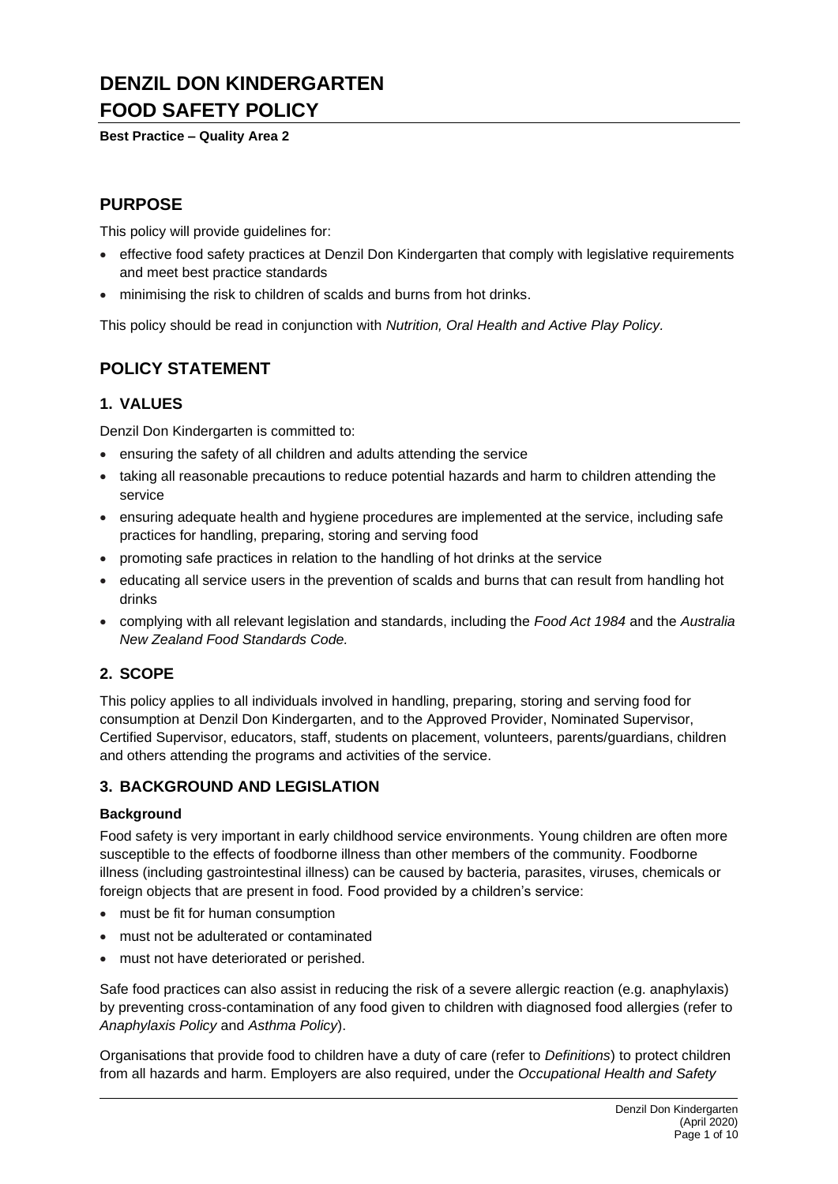# DENZIL DON KINDERGARTEN
# FOOD SAFETY POLICY

**Best Practice – Quality Area 2**

## PURPOSE

This policy will provide guidelines for:

- effective food safety practices at Denzil Don Kindergarten that comply with legislative requirements and meet best practice standards
- minimising the risk to children of scalds and burns from hot drinks.

This policy should be read in conjunction with *Nutrition, Oral Health and Active Play Policy.*

## POLICY STATEMENT

### 1. VALUES

Denzil Don Kindergarten is committed to:

- ensuring the safety of all children and adults attending the service
- taking all reasonable precautions to reduce potential hazards and harm to children attending the service
- ensuring adequate health and hygiene procedures are implemented at the service, including safe practices for handling, preparing, storing and serving food
- promoting safe practices in relation to the handling of hot drinks at the service
- educating all service users in the prevention of scalds and burns that can result from handling hot drinks
- complying with all relevant legislation and standards, including the *Food Act 1984* and the *Australia New Zealand Food Standards Code.*

### 2. SCOPE

This policy applies to all individuals involved in handling, preparing, storing and serving food for consumption at Denzil Don Kindergarten, and to the Approved Provider, Nominated Supervisor, Certified Supervisor, educators, staff, students on placement, volunteers, parents/guardians, children and others attending the programs and activities of the service.

### 3. BACKGROUND AND LEGISLATION

#### Background

Food safety is very important in early childhood service environments. Young children are often more susceptible to the effects of foodborne illness than other members of the community. Foodborne illness (including gastrointestinal illness) can be caused by bacteria, parasites, viruses, chemicals or foreign objects that are present in food. Food provided by a children's service:

- must be fit for human consumption
- must not be adulterated or contaminated
- must not have deteriorated or perished.

Safe food practices can also assist in reducing the risk of a severe allergic reaction (e.g. anaphylaxis) by preventing cross-contamination of any food given to children with diagnosed food allergies (refer to *Anaphylaxis Policy* and *Asthma Policy*).

Organisations that provide food to children have a duty of care (refer to *Definitions*) to protect children from all hazards and harm. Employers are also required, under the *Occupational Health and Safety*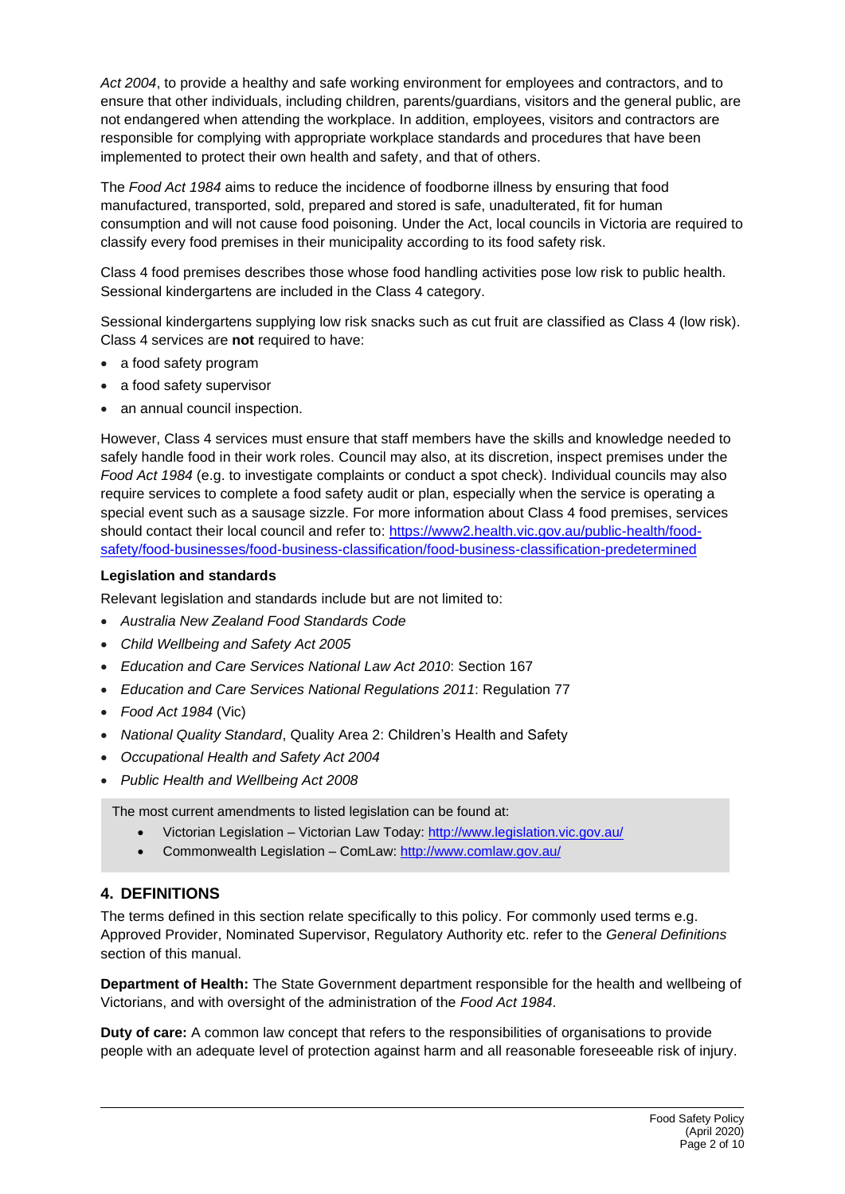*Act 2004*, to provide a healthy and safe working environment for employees and contractors, and to ensure that other individuals, including children, parents/guardians, visitors and the general public, are not endangered when attending the workplace. In addition, employees, visitors and contractors are responsible for complying with appropriate workplace standards and procedures that have been implemented to protect their own health and safety, and that of others.

The *Food Act 1984* aims to reduce the incidence of foodborne illness by ensuring that food manufactured, transported, sold, prepared and stored is safe, unadulterated, fit for human consumption and will not cause food poisoning. Under the Act, local councils in Victoria are required to classify every food premises in their municipality according to its food safety risk.

Class 4 food premises describes those whose food handling activities pose low risk to public health. Sessional kindergartens are included in the Class 4 category.

Sessional kindergartens supplying low risk snacks such as cut fruit are classified as Class 4 (low risk). Class 4 services are **not** required to have:

- a food safety program
- a food safety supervisor
- an annual council inspection.

However, Class 4 services must ensure that staff members have the skills and knowledge needed to safely handle food in their work roles. Council may also, at its discretion, inspect premises under the *Food Act 1984* (e.g. to investigate complaints or conduct a spot check). Individual councils may also require services to complete a food safety audit or plan, especially when the service is operating a special event such as a sausage sizzle. For more information about Class 4 food premises, services should contact their local council and refer to: https://www2.health.vic.gov.au/public-health/food-safety/food-businesses/food-business-classification/food-business-classification-predetermined

**Legislation and standards**

Relevant legislation and standards include but are not limited to:

- *Australia New Zealand Food Standards Code*
- *Child Wellbeing and Safety Act 2005*
- *Education and Care Services National Law Act 2010*: Section 167
- *Education and Care Services National Regulations 2011*: Regulation 77
- *Food Act 1984* (Vic)
- *National Quality Standard*, Quality Area 2: Children's Health and Safety
- *Occupational Health and Safety Act 2004*
- *Public Health and Wellbeing Act 2008*

The most current amendments to listed legislation can be found at:

- Victorian Legislation – Victorian Law Today: http://www.legislation.vic.gov.au/
- Commonwealth Legislation – ComLaw: http://www.comlaw.gov.au/

## 4. DEFINITIONS

The terms defined in this section relate specifically to this policy. For commonly used terms e.g. Approved Provider, Nominated Supervisor, Regulatory Authority etc. refer to the *General Definitions* section of this manual.

**Department of Health:** The State Government department responsible for the health and wellbeing of Victorians, and with oversight of the administration of the *Food Act 1984*.

**Duty of care:** A common law concept that refers to the responsibilities of organisations to provide people with an adequate level of protection against harm and all reasonable foreseeable risk of injury.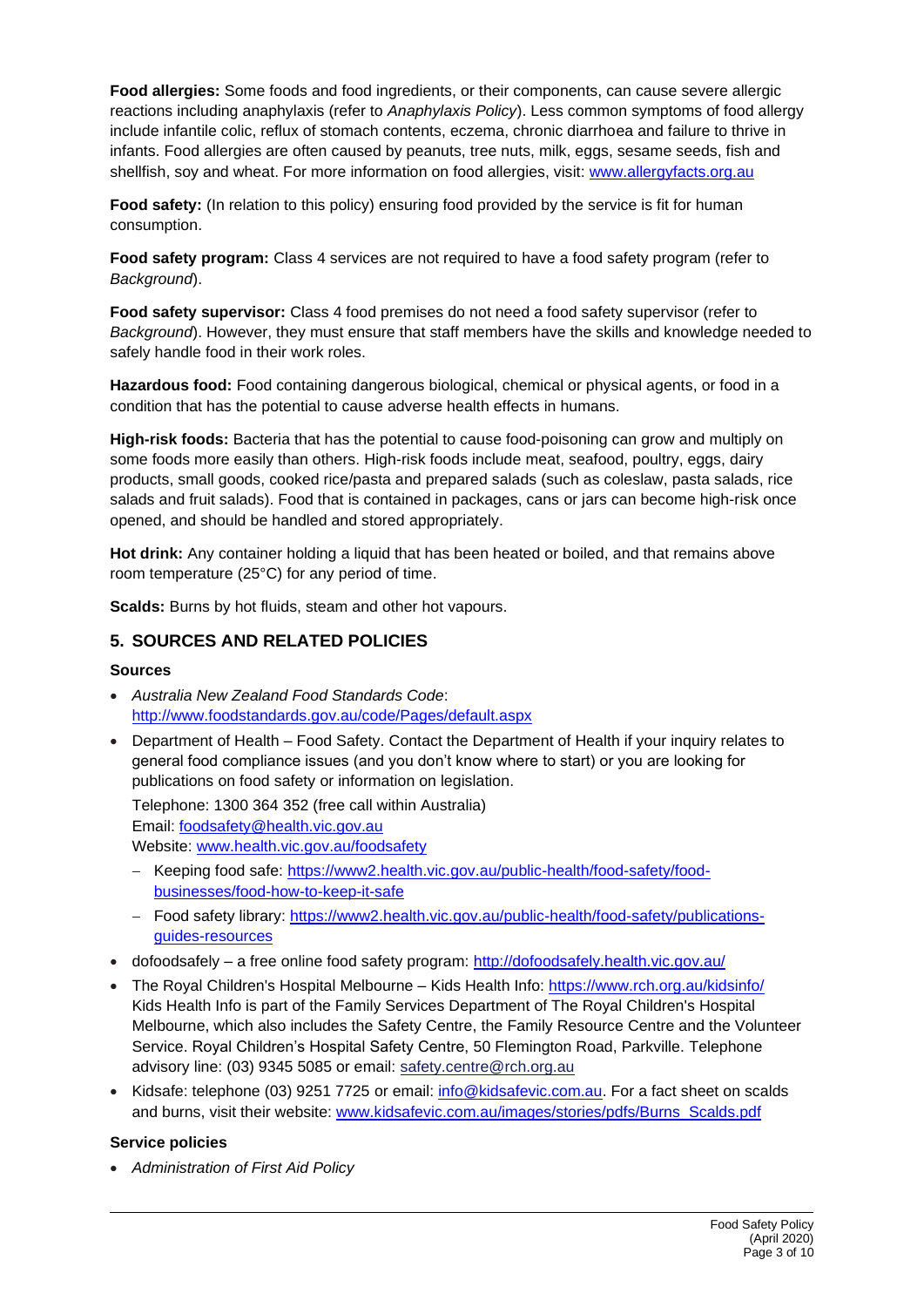**Food allergies:** Some foods and food ingredients, or their components, can cause severe allergic reactions including anaphylaxis (refer to *Anaphylaxis Policy*). Less common symptoms of food allergy include infantile colic, reflux of stomach contents, eczema, chronic diarrhoea and failure to thrive in infants. Food allergies are often caused by peanuts, tree nuts, milk, eggs, sesame seeds, fish and shellfish, soy and wheat. For more information on food allergies, visit: [www.allergyfacts.org.au](www.allergyfacts.org.au)

**Food safety:** (In relation to this policy) ensuring food provided by the service is fit for human consumption.

**Food safety program:** Class 4 services are not required to have a food safety program (refer to *Background*).

**Food safety supervisor:** Class 4 food premises do not need a food safety supervisor (refer to *Background*). However, they must ensure that staff members have the skills and knowledge needed to safely handle food in their work roles.

**Hazardous food:** Food containing dangerous biological, chemical or physical agents, or food in a condition that has the potential to cause adverse health effects in humans.

**High-risk foods:** Bacteria that has the potential to cause food-poisoning can grow and multiply on some foods more easily than others. High-risk foods include meat, seafood, poultry, eggs, dairy products, small goods, cooked rice/pasta and prepared salads (such as coleslaw, pasta salads, rice salads and fruit salads). Food that is contained in packages, cans or jars can become high-risk once opened, and should be handled and stored appropriately.

**Hot drink:** Any container holding a liquid that has been heated or boiled, and that remains above room temperature (25°C) for any period of time.

**Scalds:** Burns by hot fluids, steam and other hot vapours.

## 5. SOURCES AND RELATED POLICIES

### Sources

- *Australia New Zealand Food Standards Code*: [http://www.foodstandards.gov.au/code/Pages/default.aspx](http://www.foodstandards.gov.au/code/Pages/default.aspx)
- Department of Health – Food Safety. Contact the Department of Health if your inquiry relates to general food compliance issues (and you don't know where to start) or you are looking for publications on food safety or information on legislation.

  Telephone: 1300 364 352 (free call within Australia)
  Email: [foodsafety@health.vic.gov.au](mailto:foodsafety@health.vic.gov.au)
  Website: [www.health.vic.gov.au/foodsafety](www.health.vic.gov.au/foodsafety)
  - Keeping food safe: [https://www2.health.vic.gov.au/public-health/food-safety/food-businesses/food-how-to-keep-it-safe](https://www2.health.vic.gov.au/public-health/food-safety/food-businesses/food-how-to-keep-it-safe)
  - Food safety library: [https://www2.health.vic.gov.au/public-health/food-safety/publications-guides-resources](https://www2.health.vic.gov.au/public-health/food-safety/publications-guides-resources)
- dofoodsafely – a free online food safety program: [http://dofoodsafely.health.vic.gov.au/](http://dofoodsafely.health.vic.gov.au/)
- The Royal Children's Hospital Melbourne – Kids Health Info: [https://www.rch.org.au/kidsinfo/](https://www.rch.org.au/kidsinfo/) Kids Health Info is part of the Family Services Department of The Royal Children's Hospital Melbourne, which also includes the Safety Centre, the Family Resource Centre and the Volunteer Service. Royal Children's Hospital Safety Centre, 50 Flemington Road, Parkville. Telephone advisory line: (03) 9345 5085 or email: [safety.centre@rch.org.au](mailto:safety.centre@rch.org.au)
- Kidsafe: telephone (03) 9251 7725 or email: [info@kidsafevic.com.au](mailto:info@kidsafevic.com.au). For a fact sheet on scalds and burns, visit their website: [www.kidsafevic.com.au/images/stories/pdfs/Burns_Scalds.pdf](www.kidsafevic.com.au/images/stories/pdfs/Burns_Scalds.pdf)

### Service policies

- *Administration of First Aid Policy*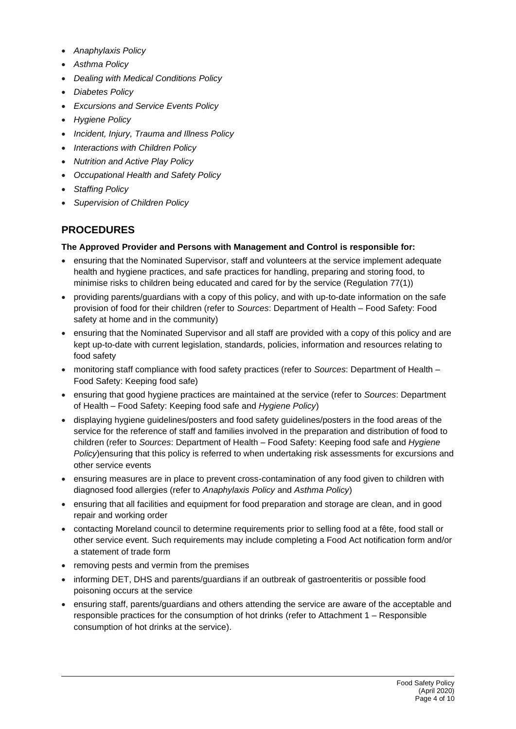- *Anaphylaxis Policy*
- *Asthma Policy*
- *Dealing with Medical Conditions Policy*
- *Diabetes Policy*
- *Excursions and Service Events Policy*
- *Hygiene Policy*
- *Incident, Injury, Trauma and Illness Policy*
- *Interactions with Children Policy*
- *Nutrition and Active Play Policy*
- *Occupational Health and Safety Policy*
- *Staffing Policy*
- *Supervision of Children Policy*

## PROCEDURES

**The Approved Provider and Persons with Management and Control is responsible for:**

- ensuring that the Nominated Supervisor, staff and volunteers at the service implement adequate health and hygiene practices, and safe practices for handling, preparing and storing food, to minimise risks to children being educated and cared for by the service (Regulation 77(1))
- providing parents/guardians with a copy of this policy, and with up-to-date information on the safe provision of food for their children (refer to *Sources*: Department of Health – Food Safety: Food safety at home and in the community)
- ensuring that the Nominated Supervisor and all staff are provided with a copy of this policy and are kept up-to-date with current legislation, standards, policies, information and resources relating to food safety
- monitoring staff compliance with food safety practices (refer to *Sources*: Department of Health – Food Safety: Keeping food safe)
- ensuring that good hygiene practices are maintained at the service (refer to *Sources*: Department of Health – Food Safety: Keeping food safe and *Hygiene Policy*)
- displaying hygiene guidelines/posters and food safety guidelines/posters in the food areas of the service for the reference of staff and families involved in the preparation and distribution of food to children (refer to *Sources*: Department of Health – Food Safety: Keeping food safe and *Hygiene Policy*)ensuring that this policy is referred to when undertaking risk assessments for excursions and other service events
- ensuring measures are in place to prevent cross-contamination of any food given to children with diagnosed food allergies (refer to *Anaphylaxis Policy* and *Asthma Policy*)
- ensuring that all facilities and equipment for food preparation and storage are clean, and in good repair and working order
- contacting Moreland council to determine requirements prior to selling food at a fête, food stall or other service event. Such requirements may include completing a Food Act notification form and/or a statement of trade form
- removing pests and vermin from the premises
- informing DET, DHS and parents/guardians if an outbreak of gastroenteritis or possible food poisoning occurs at the service
- ensuring staff, parents/guardians and others attending the service are aware of the acceptable and responsible practices for the consumption of hot drinks (refer to Attachment 1 – Responsible consumption of hot drinks at the service).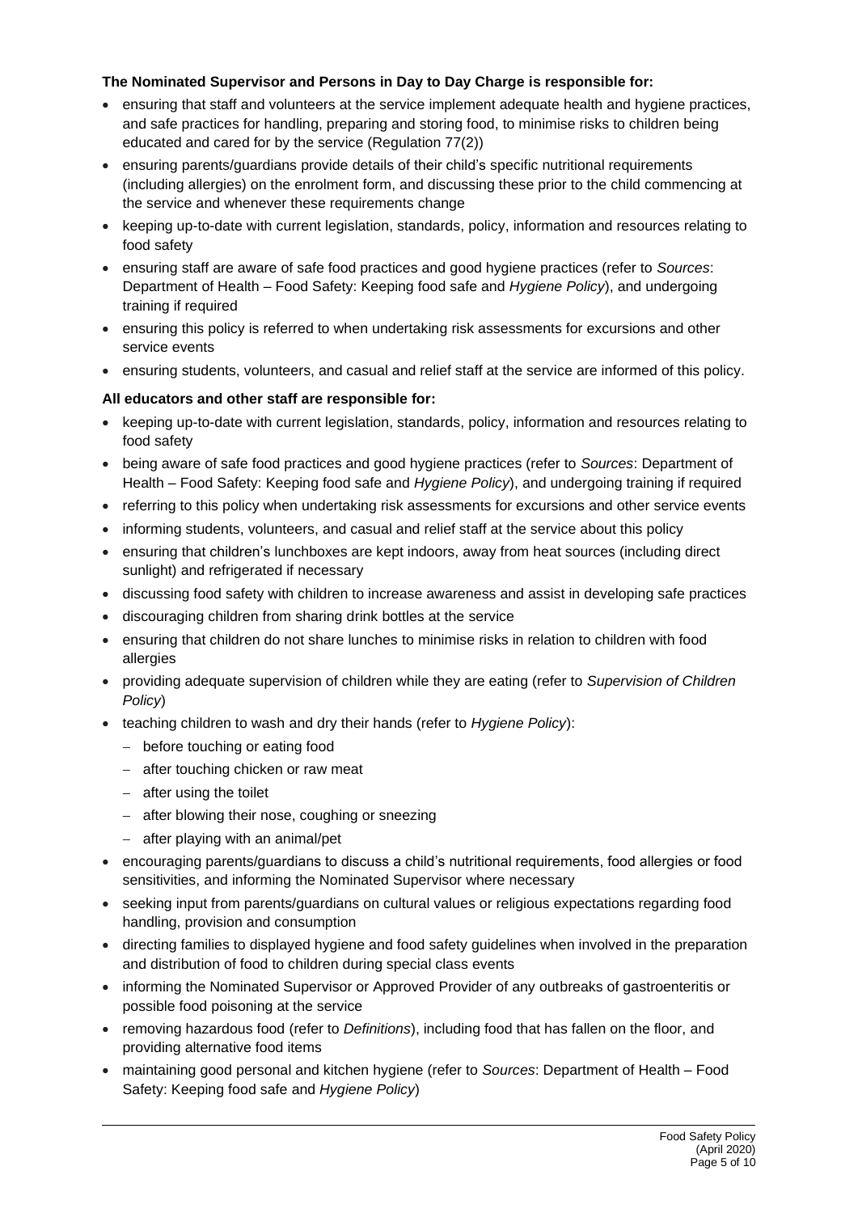**The Nominated Supervisor and Persons in Day to Day Charge is responsible for:**

- ensuring that staff and volunteers at the service implement adequate health and hygiene practices, and safe practices for handling, preparing and storing food, to minimise risks to children being educated and cared for by the service (Regulation 77(2))
- ensuring parents/guardians provide details of their child's specific nutritional requirements (including allergies) on the enrolment form, and discussing these prior to the child commencing at the service and whenever these requirements change
- keeping up-to-date with current legislation, standards, policy, information and resources relating to food safety
- ensuring staff are aware of safe food practices and good hygiene practices (refer to *Sources*: Department of Health – Food Safety: Keeping food safe and *Hygiene Policy*), and undergoing training if required
- ensuring this policy is referred to when undertaking risk assessments for excursions and other service events
- ensuring students, volunteers, and casual and relief staff at the service are informed of this policy.

**All educators and other staff are responsible for:**

- keeping up-to-date with current legislation, standards, policy, information and resources relating to food safety
- being aware of safe food practices and good hygiene practices (refer to *Sources*: Department of Health – Food Safety: Keeping food safe and *Hygiene Policy*), and undergoing training if required
- referring to this policy when undertaking risk assessments for excursions and other service events
- informing students, volunteers, and casual and relief staff at the service about this policy
- ensuring that children's lunchboxes are kept indoors, away from heat sources (including direct sunlight) and refrigerated if necessary
- discussing food safety with children to increase awareness and assist in developing safe practices
- discouraging children from sharing drink bottles at the service
- ensuring that children do not share lunches to minimise risks in relation to children with food allergies
- providing adequate supervision of children while they are eating (refer to *Supervision of Children Policy*)
- teaching children to wash and dry their hands (refer to *Hygiene Policy*):
  - before touching or eating food
  - after touching chicken or raw meat
  - after using the toilet
  - after blowing their nose, coughing or sneezing
  - after playing with an animal/pet
- encouraging parents/guardians to discuss a child's nutritional requirements, food allergies or food sensitivities, and informing the Nominated Supervisor where necessary
- seeking input from parents/guardians on cultural values or religious expectations regarding food handling, provision and consumption
- directing families to displayed hygiene and food safety guidelines when involved in the preparation and distribution of food to children during special class events
- informing the Nominated Supervisor or Approved Provider of any outbreaks of gastroenteritis or possible food poisoning at the service
- removing hazardous food (refer to *Definitions*), including food that has fallen on the floor, and providing alternative food items
- maintaining good personal and kitchen hygiene (refer to *Sources*: Department of Health – Food Safety: Keeping food safe and *Hygiene Policy*)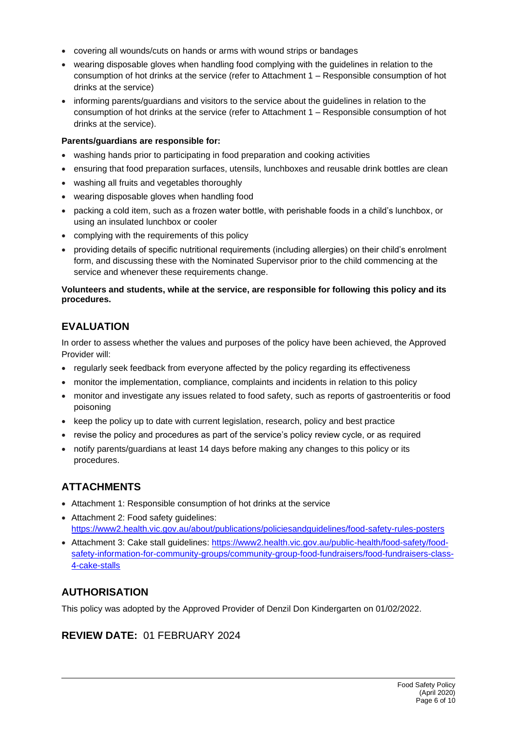- covering all wounds/cuts on hands or arms with wound strips or bandages
- wearing disposable gloves when handling food complying with the guidelines in relation to the consumption of hot drinks at the service (refer to Attachment 1 – Responsible consumption of hot drinks at the service)
- informing parents/guardians and visitors to the service about the guidelines in relation to the consumption of hot drinks at the service (refer to Attachment 1 – Responsible consumption of hot drinks at the service).

**Parents/guardians are responsible for:**

- washing hands prior to participating in food preparation and cooking activities
- ensuring that food preparation surfaces, utensils, lunchboxes and reusable drink bottles are clean
- washing all fruits and vegetables thoroughly
- wearing disposable gloves when handling food
- packing a cold item, such as a frozen water bottle, with perishable foods in a child's lunchbox, or using an insulated lunchbox or cooler
- complying with the requirements of this policy
- providing details of specific nutritional requirements (including allergies) on their child's enrolment form, and discussing these with the Nominated Supervisor prior to the child commencing at the service and whenever these requirements change.

**Volunteers and students, while at the service, are responsible for following this policy and its procedures.**

## EVALUATION

In order to assess whether the values and purposes of the policy have been achieved, the Approved Provider will:

- regularly seek feedback from everyone affected by the policy regarding its effectiveness
- monitor the implementation, compliance, complaints and incidents in relation to this policy
- monitor and investigate any issues related to food safety, such as reports of gastroenteritis or food poisoning
- keep the policy up to date with current legislation, research, policy and best practice
- revise the policy and procedures as part of the service's policy review cycle, or as required
- notify parents/guardians at least 14 days before making any changes to this policy or its procedures.

## ATTACHMENTS

- Attachment 1: Responsible consumption of hot drinks at the service
- Attachment 2: Food safety guidelines: https://www2.health.vic.gov.au/about/publications/policiesandguidelines/food-safety-rules-posters
- Attachment 3: Cake stall guidelines: https://www2.health.vic.gov.au/public-health/food-safety/food-safety-information-for-community-groups/community-group-food-fundraisers/food-fundraisers-class-4-cake-stalls

## AUTHORISATION

This policy was adopted by the Approved Provider of Denzil Don Kindergarten on 01/02/2022.

## REVIEW DATE: 01 FEBRUARY 2024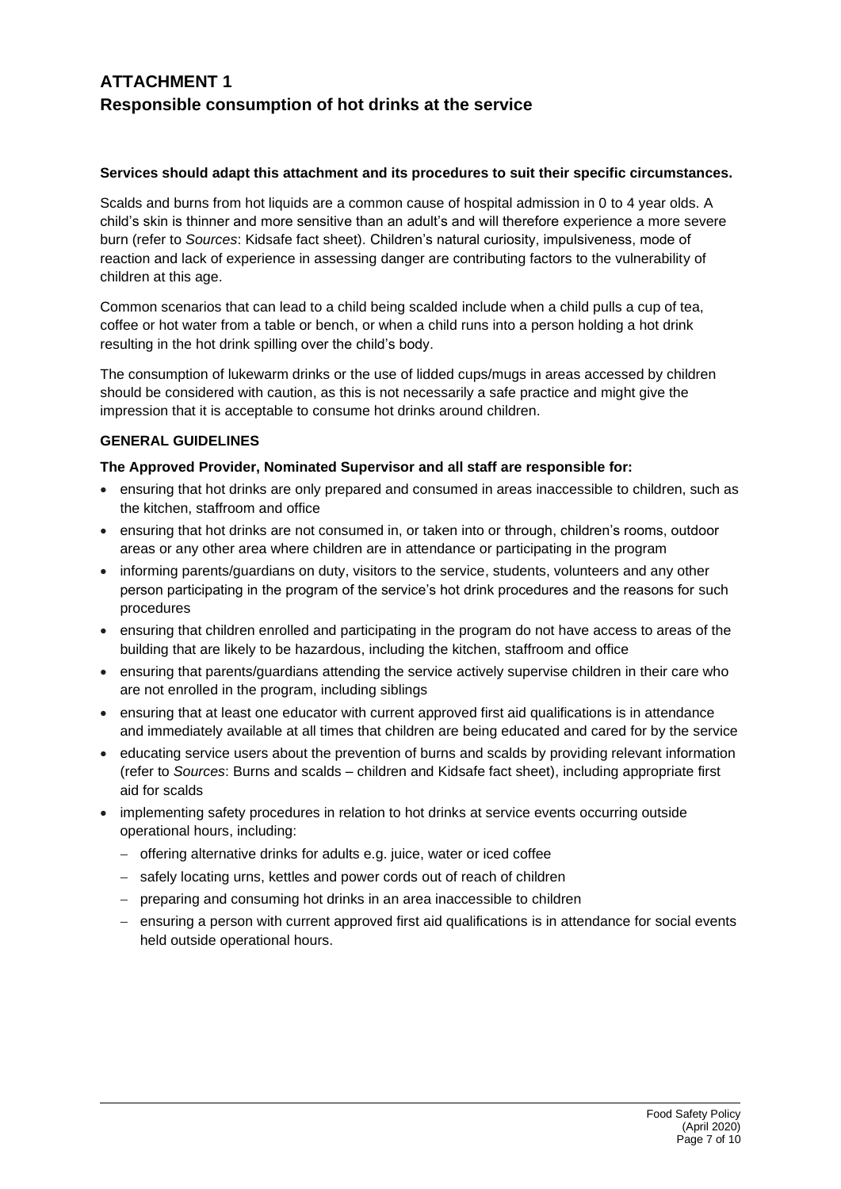# ATTACHMENT 1
## Responsible consumption of hot drinks at the service

**Services should adapt this attachment and its procedures to suit their specific circumstances.**

Scalds and burns from hot liquids are a common cause of hospital admission in 0 to 4 year olds. A child's skin is thinner and more sensitive than an adult's and will therefore experience a more severe burn (refer to *Sources*: Kidsafe fact sheet). Children's natural curiosity, impulsiveness, mode of reaction and lack of experience in assessing danger are contributing factors to the vulnerability of children at this age.

Common scenarios that can lead to a child being scalded include when a child pulls a cup of tea, coffee or hot water from a table or bench, or when a child runs into a person holding a hot drink resulting in the hot drink spilling over the child's body.

The consumption of lukewarm drinks or the use of lidded cups/mugs in areas accessed by children should be considered with caution, as this is not necessarily a safe practice and might give the impression that it is acceptable to consume hot drinks around children.

**GENERAL GUIDELINES**

**The Approved Provider, Nominated Supervisor and all staff are responsible for:**

- ensuring that hot drinks are only prepared and consumed in areas inaccessible to children, such as the kitchen, staffroom and office
- ensuring that hot drinks are not consumed in, or taken into or through, children's rooms, outdoor areas or any other area where children are in attendance or participating in the program
- informing parents/guardians on duty, visitors to the service, students, volunteers and any other person participating in the program of the service's hot drink procedures and the reasons for such procedures
- ensuring that children enrolled and participating in the program do not have access to areas of the building that are likely to be hazardous, including the kitchen, staffroom and office
- ensuring that parents/guardians attending the service actively supervise children in their care who are not enrolled in the program, including siblings
- ensuring that at least one educator with current approved first aid qualifications is in attendance and immediately available at all times that children are being educated and cared for by the service
- educating service users about the prevention of burns and scalds by providing relevant information (refer to *Sources*: Burns and scalds – children and Kidsafe fact sheet), including appropriate first aid for scalds
- implementing safety procedures in relation to hot drinks at service events occurring outside operational hours, including:
  - offering alternative drinks for adults e.g. juice, water or iced coffee
  - safely locating urns, kettles and power cords out of reach of children
  - preparing and consuming hot drinks in an area inaccessible to children
  - ensuring a person with current approved first aid qualifications is in attendance for social events held outside operational hours.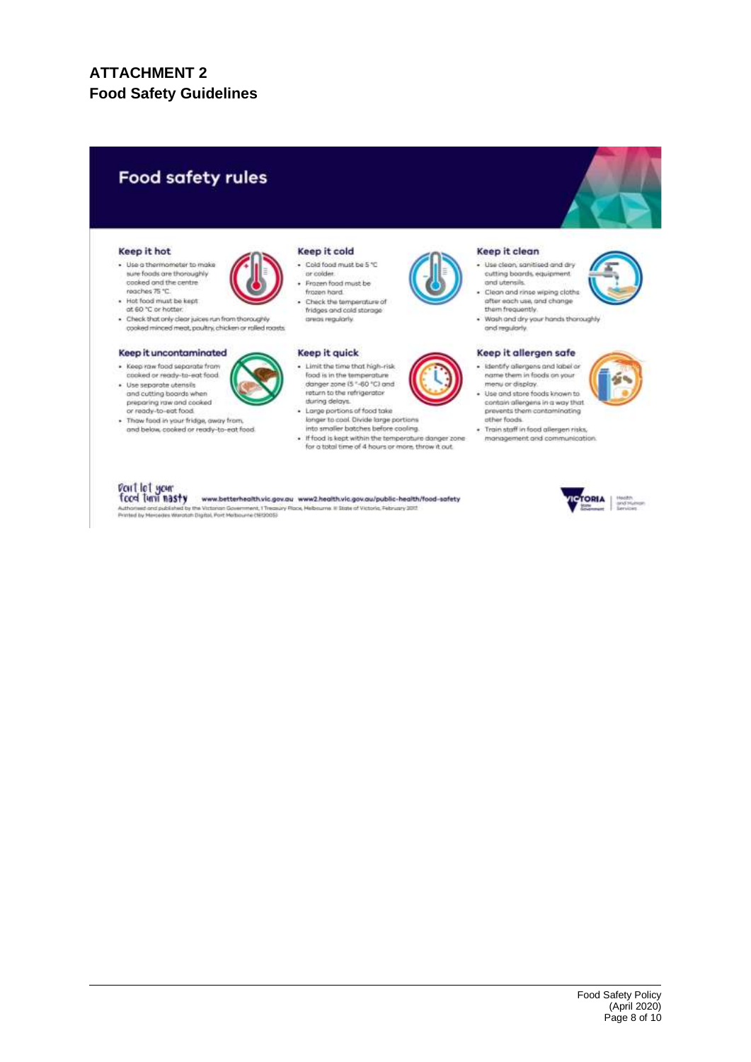## ATTACHMENT 2
## Food Safety Guidelines

# Food safety rules

### Keep it hot

- Use a thermometer to make sure foods are thoroughly cooked and the centre reaches 75 °C.
- Hot food must be kept at 60 °C or hotter.
- Check that only clear juices run from thoroughly cooked minced meat, poultry, chicken or rolled roasts.

### Keep it cold

- Cold food must be 5 °C or colder.
- Frozen food must be frozen hard.
- Check the temperature of fridges and cold storage areas regularly.

### Keep it clean

- Use clean, sanitised and dry cutting boards, equipment and utensils.
- Clean and rinse wiping cloths after each use, and change them frequently.
- Wash and dry your hands thoroughly and regularly.

### Keep it uncontaminated

- Keep raw food separate from cooked or ready-to-eat food.
- Use separate utensils and cutting boards when preparing raw and cooked or ready-to-eat food.
- Thaw food in your fridge, away from, and below, cooked or ready-to-eat food.

### Keep it quick

- Limit the time that high-risk food is in the temperature danger zone (5 °–60 °C) and return to the refrigerator during delays.
- Large portions of food take longer to cool. Divide large portions into smaller batches before cooling.
- If food is kept within the temperature danger zone for a total time of 4 hours or more, throw it out.

### Keep it allergen safe

- Identify allergens and label or name them in foods on your menu or display.
- Use and store foods known to contain allergens in a way that prevents them contaminating other foods.
- Train staff in food allergen risks, management and communication.

Don't let your food turn nasty

www.betterhealth.vic.gov.au www2.health.vic.gov.au/public-health/food-safety

Authorised and published by the Victorian Government, 1 Treasury Place, Melbourne. © State of Victoria, February 2017.
Printed by Mercedes Waratah Digital, Port Melbourne (1612005)

VICTORIA State Government | Health and Human Services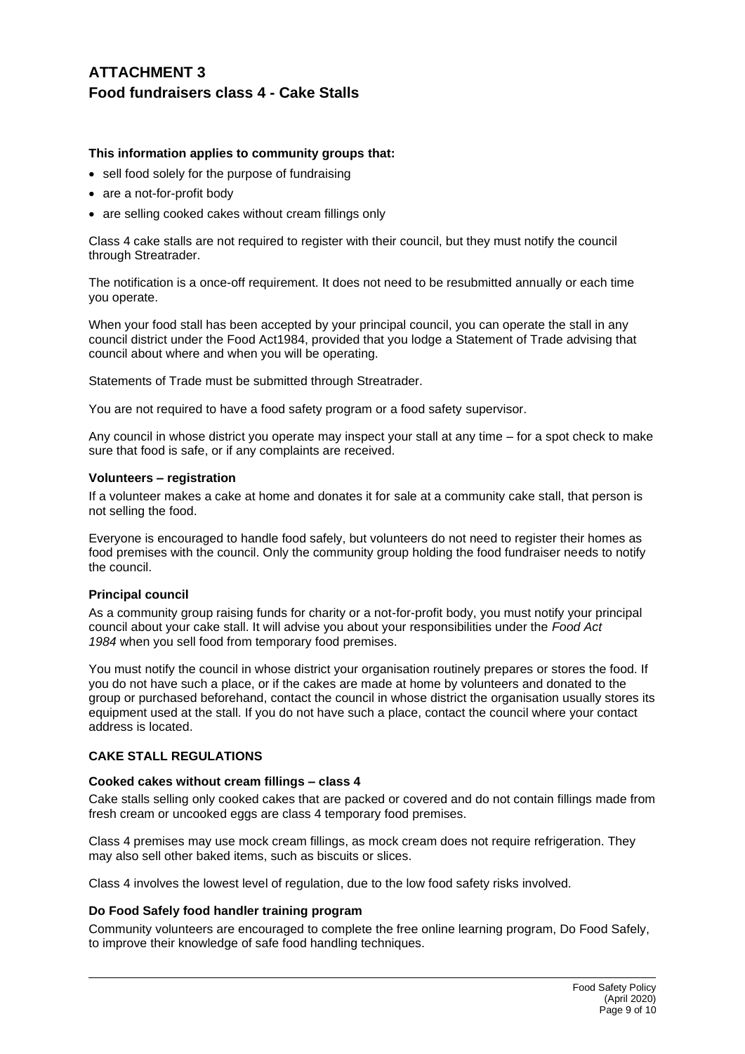# ATTACHMENT 3

## Food fundraisers class 4 - Cake Stalls

**This information applies to community groups that:**

- sell food solely for the purpose of fundraising
- are a not-for-profit body
- are selling cooked cakes without cream fillings only

Class 4 cake stalls are not required to register with their council, but they must notify the council through Streatrader.

The notification is a once-off requirement. It does not need to be resubmitted annually or each time you operate.

When your food stall has been accepted by your principal council, you can operate the stall in any council district under the Food Act1984, provided that you lodge a Statement of Trade advising that council about where and when you will be operating.

Statements of Trade must be submitted through Streatrader.

You are not required to have a food safety program or a food safety supervisor.

Any council in whose district you operate may inspect your stall at any time – for a spot check to make sure that food is safe, or if any complaints are received.

### Volunteers – registration

If a volunteer makes a cake at home and donates it for sale at a community cake stall, that person is not selling the food.

Everyone is encouraged to handle food safely, but volunteers do not need to register their homes as food premises with the council. Only the community group holding the food fundraiser needs to notify the council.

### Principal council

As a community group raising funds for charity or a not-for-profit body, you must notify your principal council about your cake stall. It will advise you about your responsibilities under the *Food Act 1984* when you sell food from temporary food premises.

You must notify the council in whose district your organisation routinely prepares or stores the food. If you do not have such a place, or if the cakes are made at home by volunteers and donated to the group or purchased beforehand, contact the council in whose district the organisation usually stores its equipment used at the stall. If you do not have such a place, contact the council where your contact address is located.

### CAKE STALL REGULATIONS

#### Cooked cakes without cream fillings – class 4

Cake stalls selling only cooked cakes that are packed or covered and do not contain fillings made from fresh cream or uncooked eggs are class 4 temporary food premises.

Class 4 premises may use mock cream fillings, as mock cream does not require refrigeration. They may also sell other baked items, such as biscuits or slices.

Class 4 involves the lowest level of regulation, due to the low food safety risks involved.

#### Do Food Safely food handler training program

Community volunteers are encouraged to complete the free online learning program, Do Food Safely, to improve their knowledge of safe food handling techniques.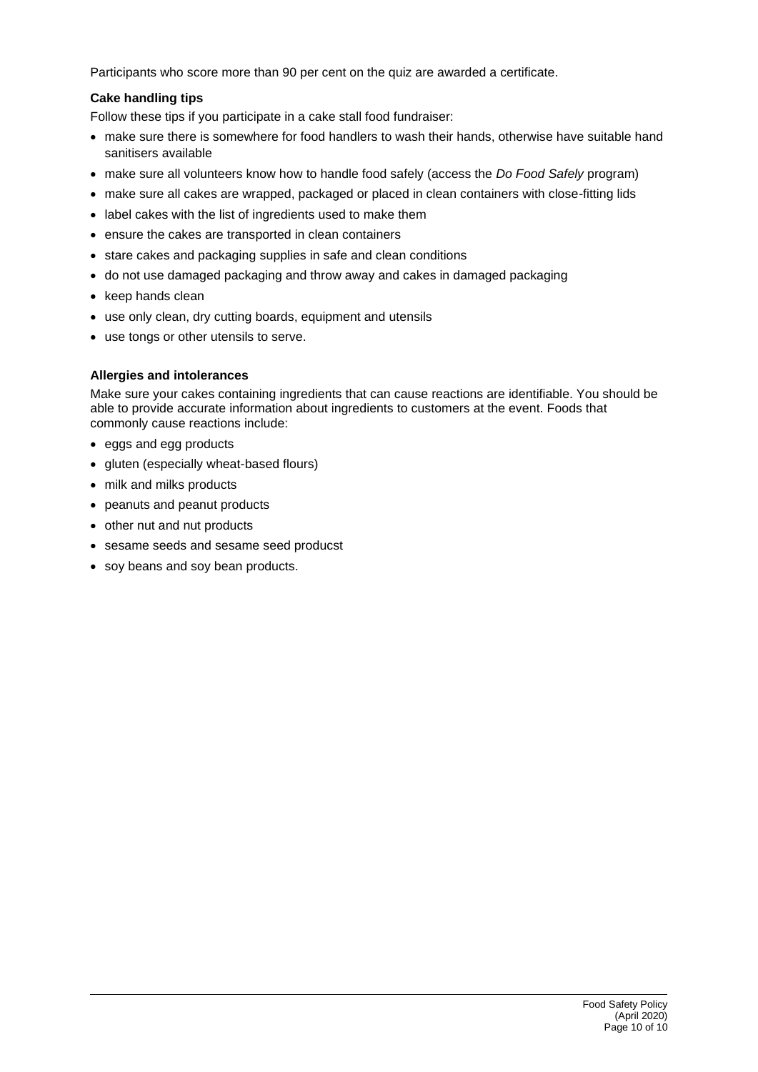Participants who score more than 90 per cent on the quiz are awarded a certificate.

**Cake handling tips**

Follow these tips if you participate in a cake stall food fundraiser:

- make sure there is somewhere for food handlers to wash their hands, otherwise have suitable hand sanitisers available
- make sure all volunteers know how to handle food safely (access the *Do Food Safely* program)
- make sure all cakes are wrapped, packaged or placed in clean containers with close-fitting lids
- label cakes with the list of ingredients used to make them
- ensure the cakes are transported in clean containers
- stare cakes and packaging supplies in safe and clean conditions
- do not use damaged packaging and throw away and cakes in damaged packaging
- keep hands clean
- use only clean, dry cutting boards, equipment and utensils
- use tongs or other utensils to serve.

**Allergies and intolerances**

Make sure your cakes containing ingredients that can cause reactions are identifiable. You should be able to provide accurate information about ingredients to customers at the event. Foods that commonly cause reactions include:

- eggs and egg products
- gluten (especially wheat-based flours)
- milk and milks products
- peanuts and peanut products
- other nut and nut products
- sesame seeds and sesame seed producst
- soy beans and soy bean products.